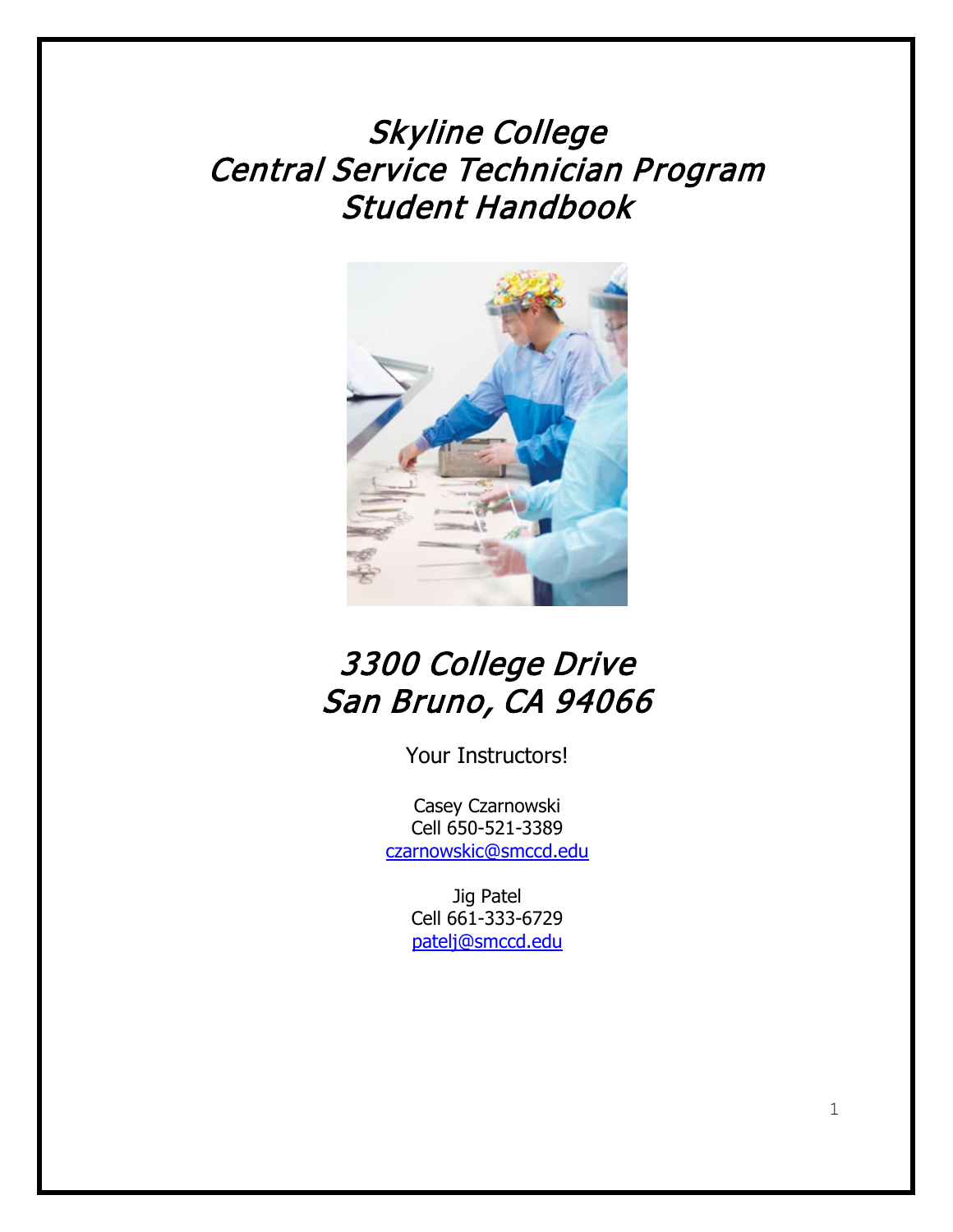# Skyline College
# Central Service Technician Program
# Student Handbook

## 3300 College Drive
## San Bruno, CA 94066

Your Instructors!

Casey Czarnowski
Cell 650-521-3389
czarnowskic@smccd.edu

Jig Patel
Cell 661-333-6729
patelj@smccd.edu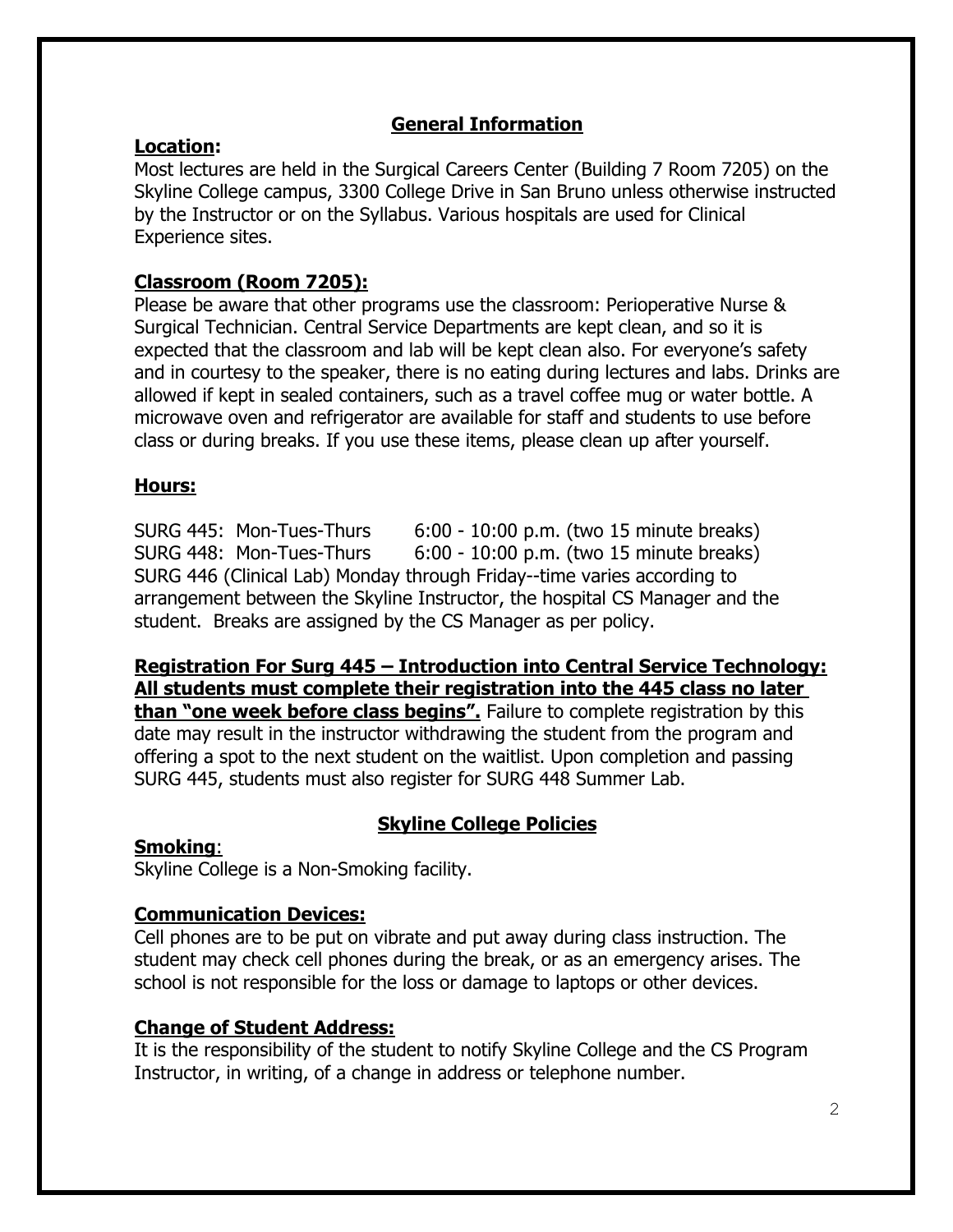## General Information

### Location:

Most lectures are held in the Surgical Careers Center (Building 7 Room 7205) on the Skyline College campus, 3300 College Drive in San Bruno unless otherwise instructed by the Instructor or on the Syllabus. Various hospitals are used for Clinical Experience sites.

### Classroom (Room 7205):

Please be aware that other programs use the classroom: Perioperative Nurse & Surgical Technician. Central Service Departments are kept clean, and so it is expected that the classroom and lab will be kept clean also. For everyone's safety and in courtesy to the speaker, there is no eating during lectures and labs. Drinks are allowed if kept in sealed containers, such as a travel coffee mug or water bottle. A microwave oven and refrigerator are available for staff and students to use before class or during breaks. If you use these items, please clean up after yourself.

### Hours:

SURG 445: Mon-Tues-Thurs 6:00 - 10:00 p.m. (two 15 minute breaks)
SURG 448: Mon-Tues-Thurs 6:00 - 10:00 p.m. (two 15 minute breaks)
SURG 446 (Clinical Lab) Monday through Friday--time varies according to arrangement between the Skyline Instructor, the hospital CS Manager and the student. Breaks are assigned by the CS Manager as per policy.

**Registration For Surg 445 – Introduction into Central Service Technology: All students must complete their registration into the 445 class no later than "one week before class begins".** Failure to complete registration by this date may result in the instructor withdrawing the student from the program and offering a spot to the next student on the waitlist. Upon completion and passing SURG 445, students must also register for SURG 448 Summer Lab.

## Skyline College Policies

### Smoking:

Skyline College is a Non-Smoking facility.

### Communication Devices:

Cell phones are to be put on vibrate and put away during class instruction. The student may check cell phones during the break, or as an emergency arises. The school is not responsible for the loss or damage to laptops or other devices.

### Change of Student Address:

It is the responsibility of the student to notify Skyline College and the CS Program Instructor, in writing, of a change in address or telephone number.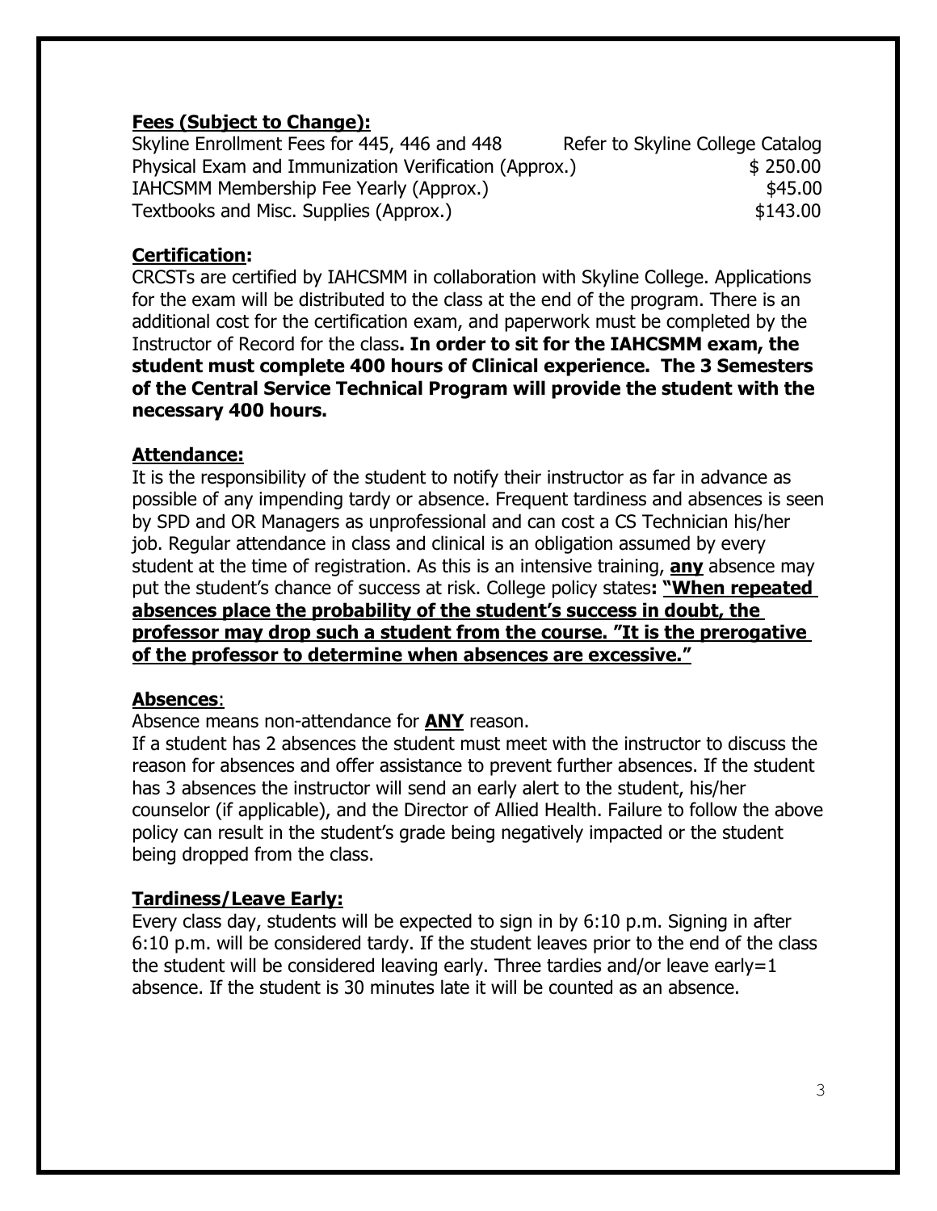**Fees (Subject to Change):**

| | |
|---|---|
| Skyline Enrollment Fees for 445, 446 and 448 | Refer to Skyline College Catalog |
| Physical Exam and Immunization Verification (Approx.) | $ 250.00 |
| IAHCSMM Membership Fee Yearly (Approx.) | $45.00 |
| Textbooks and Misc. Supplies (Approx.) | $143.00 |

**Certification:**

CRCSTs are certified by IAHCSMM in collaboration with Skyline College. Applications for the exam will be distributed to the class at the end of the program. There is an additional cost for the certification exam, and paperwork must be completed by the Instructor of Record for the class**. In order to sit for the IAHCSMM exam, the student must complete 400 hours of Clinical experience. The 3 Semesters of the Central Service Technical Program will provide the student with the necessary 400 hours.**

**Attendance:**

It is the responsibility of the student to notify their instructor as far in advance as possible of any impending tardy or absence. Frequent tardiness and absences is seen by SPD and OR Managers as unprofessional and can cost a CS Technician his/her job. Regular attendance in class and clinical is an obligation assumed by every student at the time of registration. As this is an intensive training, **any** absence may put the student's chance of success at risk. College policy states**: "When repeated absences place the probability of the student's success in doubt, the professor may drop such a student from the course. "It is the prerogative of the professor to determine when absences are excessive."**

**Absences**:

Absence means non-attendance for **ANY** reason.

If a student has 2 absences the student must meet with the instructor to discuss the reason for absences and offer assistance to prevent further absences. If the student has 3 absences the instructor will send an early alert to the student, his/her counselor (if applicable), and the Director of Allied Health. Failure to follow the above policy can result in the student's grade being negatively impacted or the student being dropped from the class.

**Tardiness/Leave Early:**

Every class day, students will be expected to sign in by 6:10 p.m. Signing in after 6:10 p.m. will be considered tardy. If the student leaves prior to the end of the class the student will be considered leaving early. Three tardies and/or leave early=1 absence. If the student is 30 minutes late it will be counted as an absence.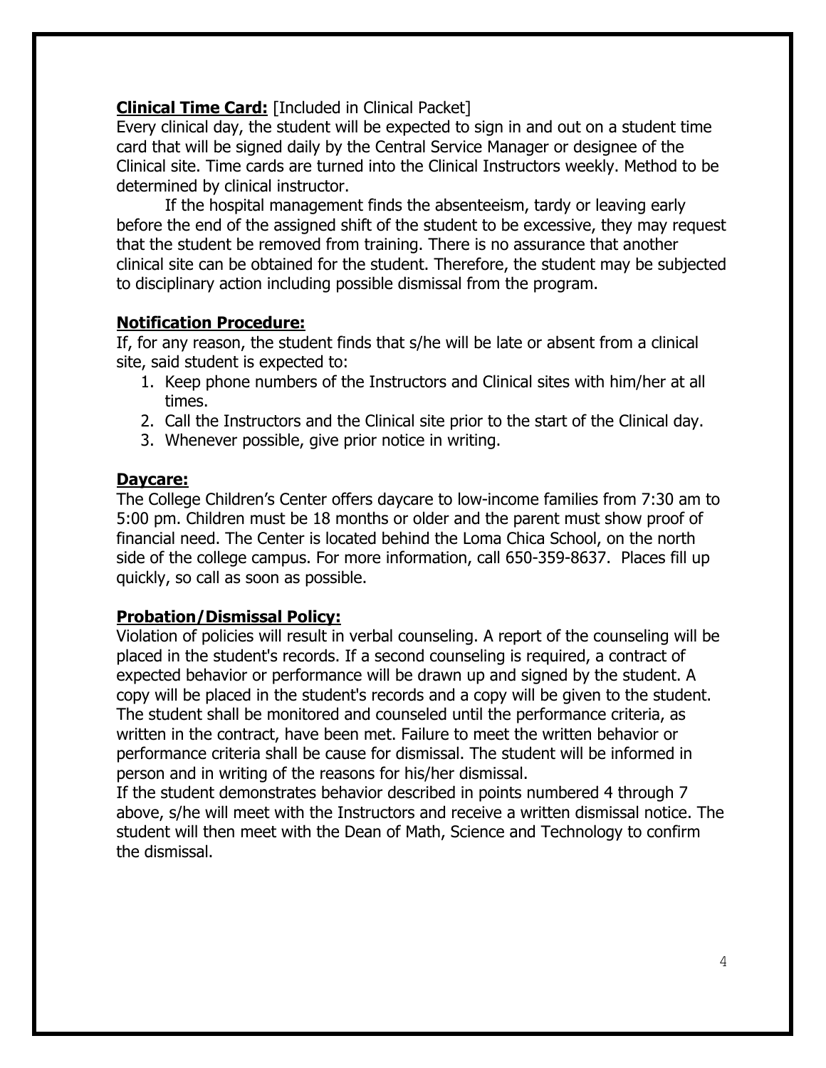**Clinical Time Card:** [Included in Clinical Packet]

Every clinical day, the student will be expected to sign in and out on a student time card that will be signed daily by the Central Service Manager or designee of the Clinical site. Time cards are turned into the Clinical Instructors weekly. Method to be determined by clinical instructor.

If the hospital management finds the absenteeism, tardy or leaving early before the end of the assigned shift of the student to be excessive, they may request that the student be removed from training. There is no assurance that another clinical site can be obtained for the student. Therefore, the student may be subjected to disciplinary action including possible dismissal from the program.

**Notification Procedure:**

If, for any reason, the student finds that s/he will be late or absent from a clinical site, said student is expected to:

1. Keep phone numbers of the Instructors and Clinical sites with him/her at all times.
2. Call the Instructors and the Clinical site prior to the start of the Clinical day.
3. Whenever possible, give prior notice in writing.

**Daycare:**

The College Children's Center offers daycare to low-income families from 7:30 am to 5:00 pm. Children must be 18 months or older and the parent must show proof of financial need. The Center is located behind the Loma Chica School, on the north side of the college campus. For more information, call 650-359-8637. Places fill up quickly, so call as soon as possible.

**Probation/Dismissal Policy:**

Violation of policies will result in verbal counseling. A report of the counseling will be placed in the student's records. If a second counseling is required, a contract of expected behavior or performance will be drawn up and signed by the student. A copy will be placed in the student's records and a copy will be given to the student. The student shall be monitored and counseled until the performance criteria, as written in the contract, have been met. Failure to meet the written behavior or performance criteria shall be cause for dismissal. The student will be informed in person and in writing of the reasons for his/her dismissal.

If the student demonstrates behavior described in points numbered 4 through 7 above, s/he will meet with the Instructors and receive a written dismissal notice. The student will then meet with the Dean of Math, Science and Technology to confirm the dismissal.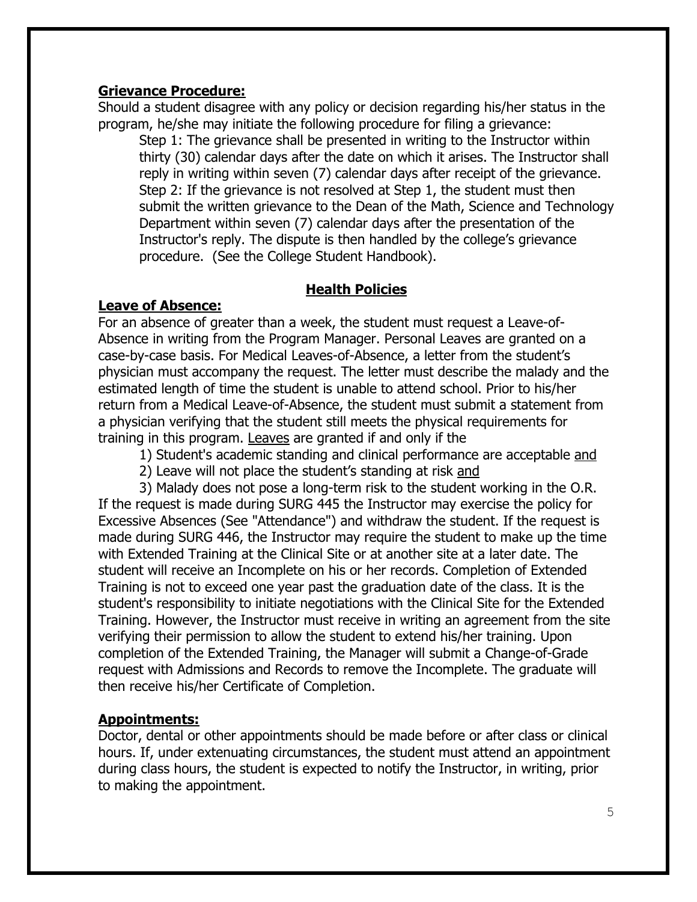**Grievance Procedure:**

Should a student disagree with any policy or decision regarding his/her status in the program, he/she may initiate the following procedure for filing a grievance:

Step 1: The grievance shall be presented in writing to the Instructor within thirty (30) calendar days after the date on which it arises. The Instructor shall reply in writing within seven (7) calendar days after receipt of the grievance.

Step 2: If the grievance is not resolved at Step 1, the student must then submit the written grievance to the Dean of the Math, Science and Technology Department within seven (7) calendar days after the presentation of the Instructor's reply. The dispute is then handled by the college's grievance procedure. (See the College Student Handbook).

## Health Policies

**Leave of Absence:**

For an absence of greater than a week, the student must request a Leave-of-Absence in writing from the Program Manager. Personal Leaves are granted on a case-by-case basis. For Medical Leaves-of-Absence, a letter from the student's physician must accompany the request. The letter must describe the malady and the estimated length of time the student is unable to attend school. Prior to his/her return from a Medical Leave-of-Absence, the student must submit a statement from a physician verifying that the student still meets the physical requirements for training in this program. Leaves are granted if and only if the

1) Student's academic standing and clinical performance are acceptable and
2) Leave will not place the student's standing at risk and
3) Malady does not pose a long-term risk to the student working in the O.R.

If the request is made during SURG 445 the Instructor may exercise the policy for Excessive Absences (See "Attendance") and withdraw the student. If the request is made during SURG 446, the Instructor may require the student to make up the time with Extended Training at the Clinical Site or at another site at a later date. The student will receive an Incomplete on his or her records. Completion of Extended Training is not to exceed one year past the graduation date of the class. It is the student's responsibility to initiate negotiations with the Clinical Site for the Extended Training. However, the Instructor must receive in writing an agreement from the site verifying their permission to allow the student to extend his/her training. Upon completion of the Extended Training, the Manager will submit a Change-of-Grade request with Admissions and Records to remove the Incomplete. The graduate will then receive his/her Certificate of Completion.

**Appointments:**

Doctor, dental or other appointments should be made before or after class or clinical hours. If, under extenuating circumstances, the student must attend an appointment during class hours, the student is expected to notify the Instructor, in writing, prior to making the appointment.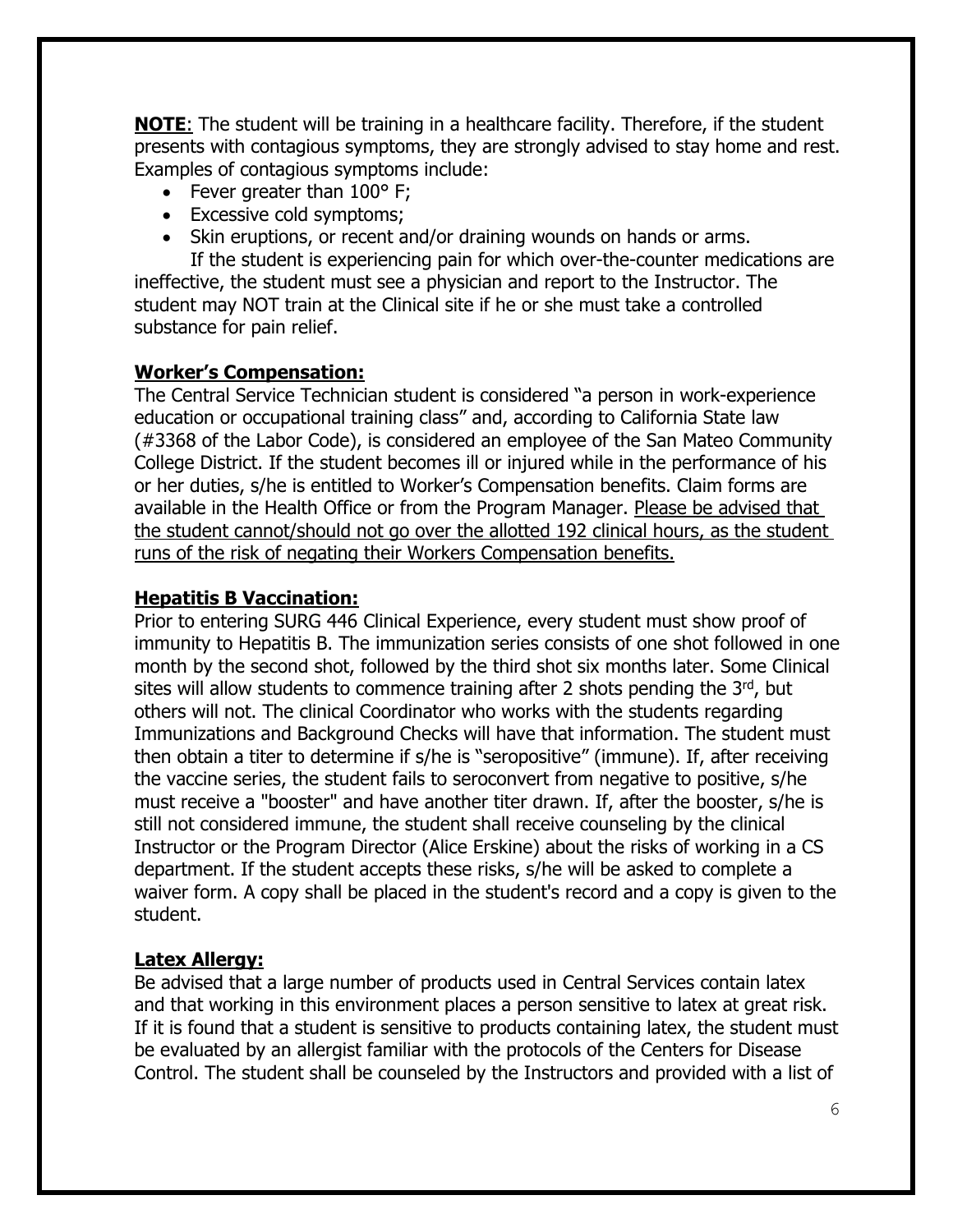**NOTE**: The student will be training in a healthcare facility. Therefore, if the student presents with contagious symptoms, they are strongly advised to stay home and rest. Examples of contagious symptoms include:

- Fever greater than 100° F;
- Excessive cold symptoms;
- Skin eruptions, or recent and/or draining wounds on hands or arms.

If the student is experiencing pain for which over-the-counter medications are ineffective, the student must see a physician and report to the Instructor. The student may NOT train at the Clinical site if he or she must take a controlled substance for pain relief.

**Worker's Compensation:**

The Central Service Technician student is considered "a person in work-experience education or occupational training class" and, according to California State law (#3368 of the Labor Code), is considered an employee of the San Mateo Community College District. If the student becomes ill or injured while in the performance of his or her duties, s/he is entitled to Worker's Compensation benefits. Claim forms are available in the Health Office or from the Program Manager. Please be advised that the student cannot/should not go over the allotted 192 clinical hours, as the student runs of the risk of negating their Workers Compensation benefits.

**Hepatitis B Vaccination:**

Prior to entering SURG 446 Clinical Experience, every student must show proof of immunity to Hepatitis B. The immunization series consists of one shot followed in one month by the second shot, followed by the third shot six months later. Some Clinical sites will allow students to commence training after 2 shots pending the 3rd, but others will not. The clinical Coordinator who works with the students regarding Immunizations and Background Checks will have that information. The student must then obtain a titer to determine if s/he is "seropositive" (immune). If, after receiving the vaccine series, the student fails to seroconvert from negative to positive, s/he must receive a "booster" and have another titer drawn. If, after the booster, s/he is still not considered immune, the student shall receive counseling by the clinical Instructor or the Program Director (Alice Erskine) about the risks of working in a CS department. If the student accepts these risks, s/he will be asked to complete a waiver form. A copy shall be placed in the student's record and a copy is given to the student.

**Latex Allergy:**

Be advised that a large number of products used in Central Services contain latex and that working in this environment places a person sensitive to latex at great risk. If it is found that a student is sensitive to products containing latex, the student must be evaluated by an allergist familiar with the protocols of the Centers for Disease Control. The student shall be counseled by the Instructors and provided with a list of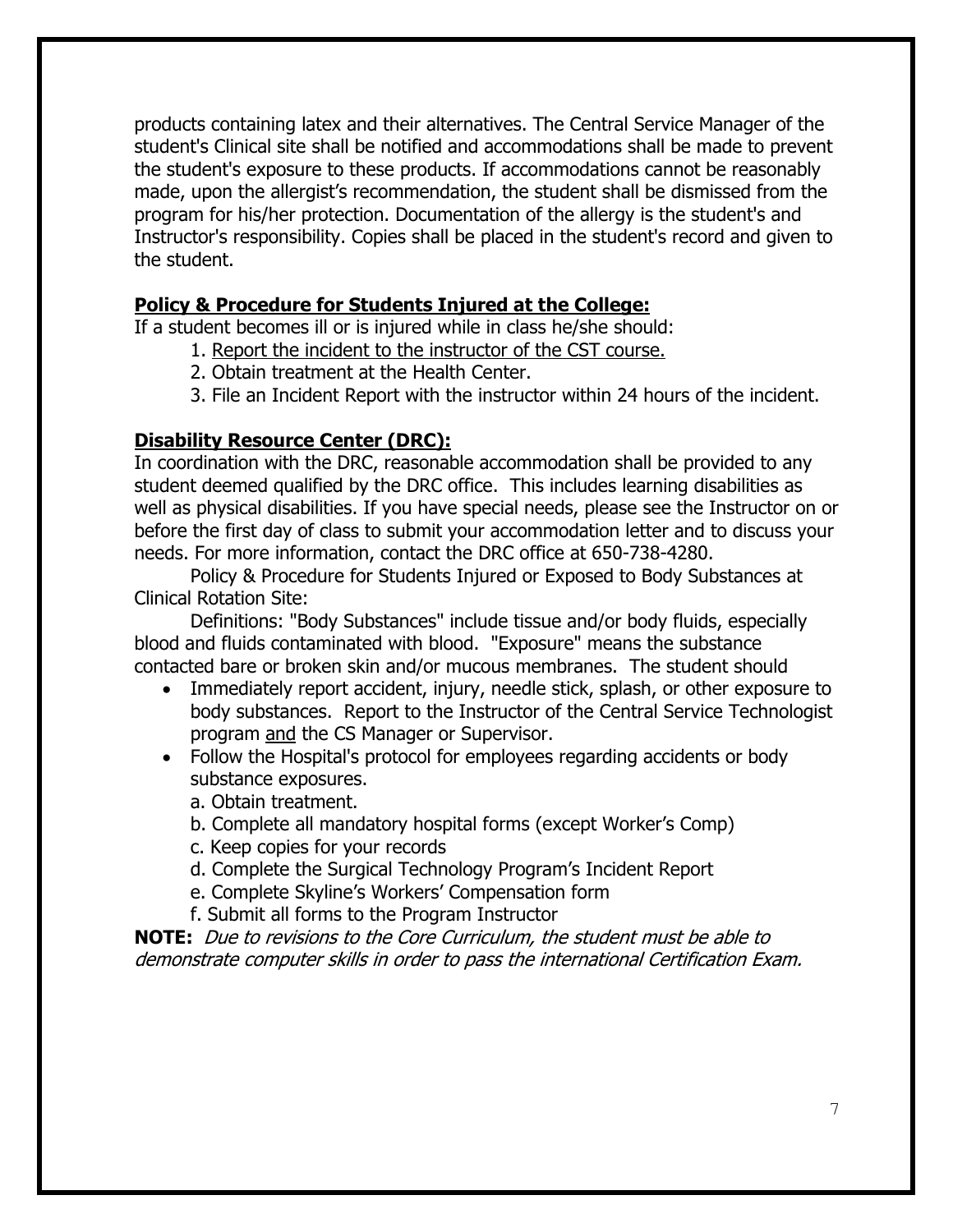products containing latex and their alternatives. The Central Service Manager of the student's Clinical site shall be notified and accommodations shall be made to prevent the student's exposure to these products. If accommodations cannot be reasonably made, upon the allergist's recommendation, the student shall be dismissed from the program for his/her protection. Documentation of the allergy is the student's and Instructor's responsibility. Copies shall be placed in the student's record and given to the student.

**Policy & Procedure for Students Injured at the College:**

If a student becomes ill or is injured while in class he/she should:

1. Report the incident to the instructor of the CST course.
2. Obtain treatment at the Health Center.
3. File an Incident Report with the instructor within 24 hours of the incident.

**Disability Resource Center (DRC):**

In coordination with the DRC, reasonable accommodation shall be provided to any student deemed qualified by the DRC office. This includes learning disabilities as well as physical disabilities. If you have special needs, please see the Instructor on or before the first day of class to submit your accommodation letter and to discuss your needs. For more information, contact the DRC office at 650-738-4280.

Policy & Procedure for Students Injured or Exposed to Body Substances at Clinical Rotation Site:

Definitions: "Body Substances" include tissue and/or body fluids, especially blood and fluids contaminated with blood. "Exposure" means the substance contacted bare or broken skin and/or mucous membranes. The student should

- Immediately report accident, injury, needle stick, splash, or other exposure to body substances. Report to the Instructor of the Central Service Technologist program and the CS Manager or Supervisor.
- Follow the Hospital's protocol for employees regarding accidents or body substance exposures.
  a. Obtain treatment.
  b. Complete all mandatory hospital forms (except Worker's Comp)
  c. Keep copies for your records
  d. Complete the Surgical Technology Program's Incident Report
  e. Complete Skyline's Workers' Compensation form
  f. Submit all forms to the Program Instructor

**NOTE:** *Due to revisions to the Core Curriculum, the student must be able to demonstrate computer skills in order to pass the international Certification Exam.*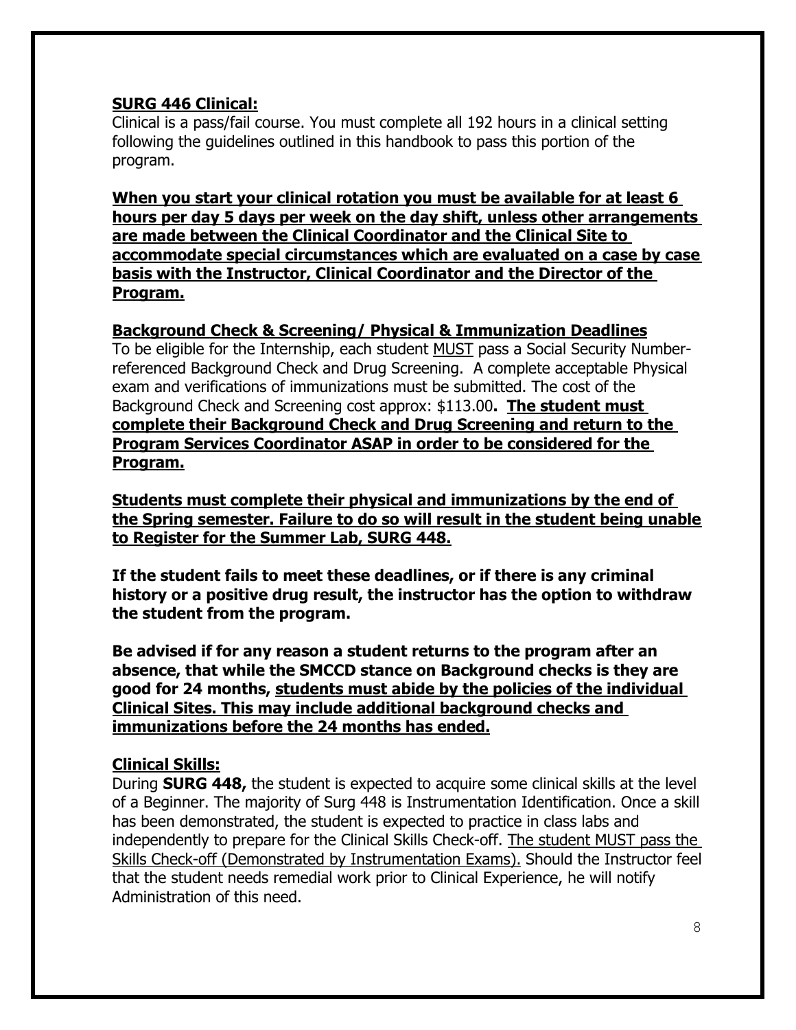**SURG 446 Clinical:**

Clinical is a pass/fail course. You must complete all 192 hours in a clinical setting following the guidelines outlined in this handbook to pass this portion of the program.

**When you start your clinical rotation you must be available for at least 6 hours per day 5 days per week on the day shift, unless other arrangements are made between the Clinical Coordinator and the Clinical Site to accommodate special circumstances which are evaluated on a case by case basis with the Instructor, Clinical Coordinator and the Director of the Program.**

**Background Check & Screening/ Physical & Immunization Deadlines**

To be eligible for the Internship, each student MUST pass a Social Security Number-referenced Background Check and Drug Screening. A complete acceptable Physical exam and verifications of immunizations must be submitted. The cost of the Background Check and Screening cost approx: $113.00**.** **The student must complete their Background Check and Drug Screening and return to the Program Services Coordinator ASAP in order to be considered for the Program.**

**Students must complete their physical and immunizations by the end of the Spring semester. Failure to do so will result in the student being unable to Register for the Summer Lab, SURG 448.**

**If the student fails to meet these deadlines, or if there is any criminal history or a positive drug result, the instructor has the option to withdraw the student from the program.**

**Be advised if for any reason a student returns to the program after an absence, that while the SMCCD stance on Background checks is they are good for 24 months, students must abide by the policies of the individual Clinical Sites. This may include additional background checks and immunizations before the 24 months has ended.**

**Clinical Skills:**

During **SURG 448,** the student is expected to acquire some clinical skills at the level of a Beginner. The majority of Surg 448 is Instrumentation Identification. Once a skill has been demonstrated, the student is expected to practice in class labs and independently to prepare for the Clinical Skills Check-off. The student MUST pass the Skills Check-off (Demonstrated by Instrumentation Exams). Should the Instructor feel that the student needs remedial work prior to Clinical Experience, he will notify Administration of this need.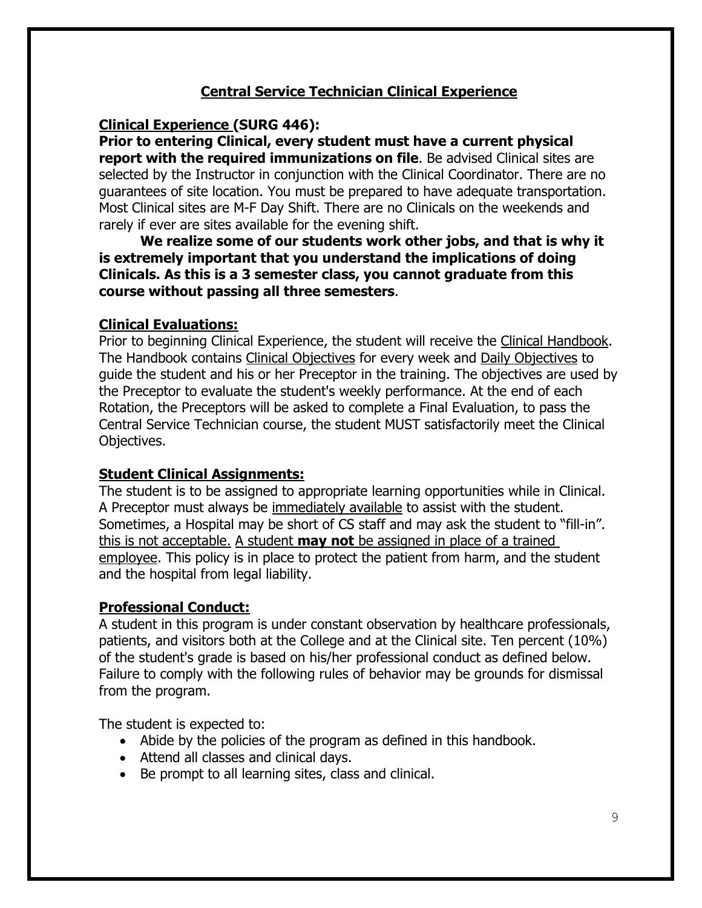## Central Service Technician Clinical Experience

### Clinical Experience (SURG 446):

**Prior to entering Clinical, every student must have a current physical report with the required immunizations on file**. Be advised Clinical sites are selected by the Instructor in conjunction with the Clinical Coordinator. There are no guarantees of site location. You must be prepared to have adequate transportation. Most Clinical sites are M-F Day Shift. There are no Clinicals on the weekends and rarely if ever are sites available for the evening shift.

**We realize some of our students work other jobs, and that is why it is extremely important that you understand the implications of doing Clinicals. As this is a 3 semester class, you cannot graduate from this course without passing all three semesters**.

### Clinical Evaluations:

Prior to beginning Clinical Experience, the student will receive the Clinical Handbook. The Handbook contains Clinical Objectives for every week and Daily Objectives to guide the student and his or her Preceptor in the training. The objectives are used by the Preceptor to evaluate the student's weekly performance. At the end of each Rotation, the Preceptors will be asked to complete a Final Evaluation, to pass the Central Service Technician course, the student MUST satisfactorily meet the Clinical Objectives.

### Student Clinical Assignments:

The student is to be assigned to appropriate learning opportunities while in Clinical. A Preceptor must always be immediately available to assist with the student. Sometimes, a Hospital may be short of CS staff and may ask the student to "fill-in". this is not acceptable. A student **may not** be assigned in place of a trained employee. This policy is in place to protect the patient from harm, and the student and the hospital from legal liability.

### Professional Conduct:

A student in this program is under constant observation by healthcare professionals, patients, and visitors both at the College and at the Clinical site. Ten percent (10%) of the student's grade is based on his/her professional conduct as defined below. Failure to comply with the following rules of behavior may be grounds for dismissal from the program.

The student is expected to:

- Abide by the policies of the program as defined in this handbook.
- Attend all classes and clinical days.
- Be prompt to all learning sites, class and clinical.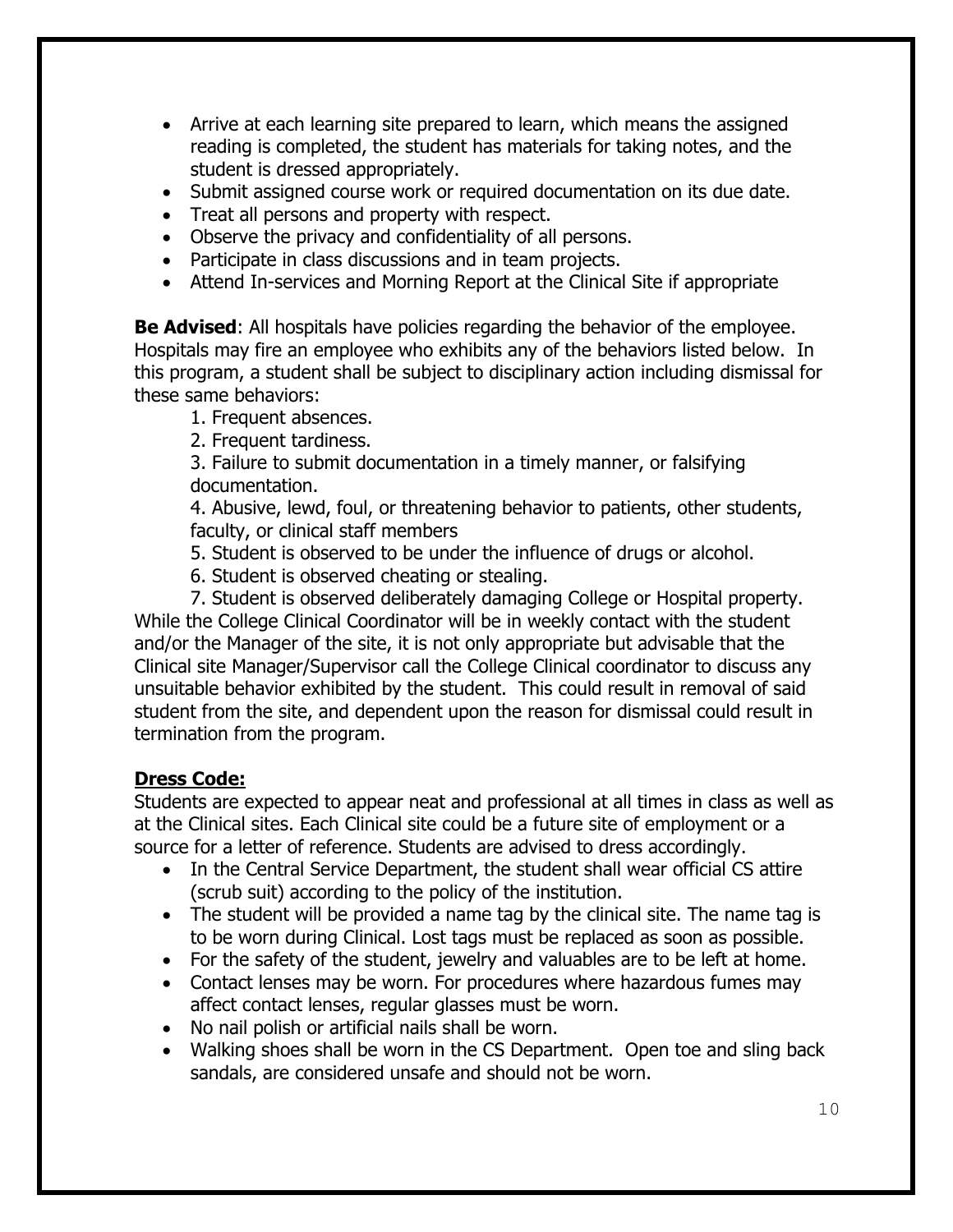- Arrive at each learning site prepared to learn, which means the assigned reading is completed, the student has materials for taking notes, and the student is dressed appropriately.
- Submit assigned course work or required documentation on its due date.
- Treat all persons and property with respect.
- Observe the privacy and confidentiality of all persons.
- Participate in class discussions and in team projects.
- Attend In-services and Morning Report at the Clinical Site if appropriate

**Be Advised**: All hospitals have policies regarding the behavior of the employee. Hospitals may fire an employee who exhibits any of the behaviors listed below. In this program, a student shall be subject to disciplinary action including dismissal for these same behaviors:

1. Frequent absences.
2. Frequent tardiness.
3. Failure to submit documentation in a timely manner, or falsifying documentation.
4. Abusive, lewd, foul, or threatening behavior to patients, other students, faculty, or clinical staff members
5. Student is observed to be under the influence of drugs or alcohol.
6. Student is observed cheating or stealing.
7. Student is observed deliberately damaging College or Hospital property.

While the College Clinical Coordinator will be in weekly contact with the student and/or the Manager of the site, it is not only appropriate but advisable that the Clinical site Manager/Supervisor call the College Clinical coordinator to discuss any unsuitable behavior exhibited by the student. This could result in removal of said student from the site, and dependent upon the reason for dismissal could result in termination from the program.

**Dress Code:**

Students are expected to appear neat and professional at all times in class as well as at the Clinical sites. Each Clinical site could be a future site of employment or a source for a letter of reference. Students are advised to dress accordingly.

- In the Central Service Department, the student shall wear official CS attire (scrub suit) according to the policy of the institution.
- The student will be provided a name tag by the clinical site. The name tag is to be worn during Clinical. Lost tags must be replaced as soon as possible.
- For the safety of the student, jewelry and valuables are to be left at home.
- Contact lenses may be worn. For procedures where hazardous fumes may affect contact lenses, regular glasses must be worn.
- No nail polish or artificial nails shall be worn.
- Walking shoes shall be worn in the CS Department. Open toe and sling back sandals, are considered unsafe and should not be worn.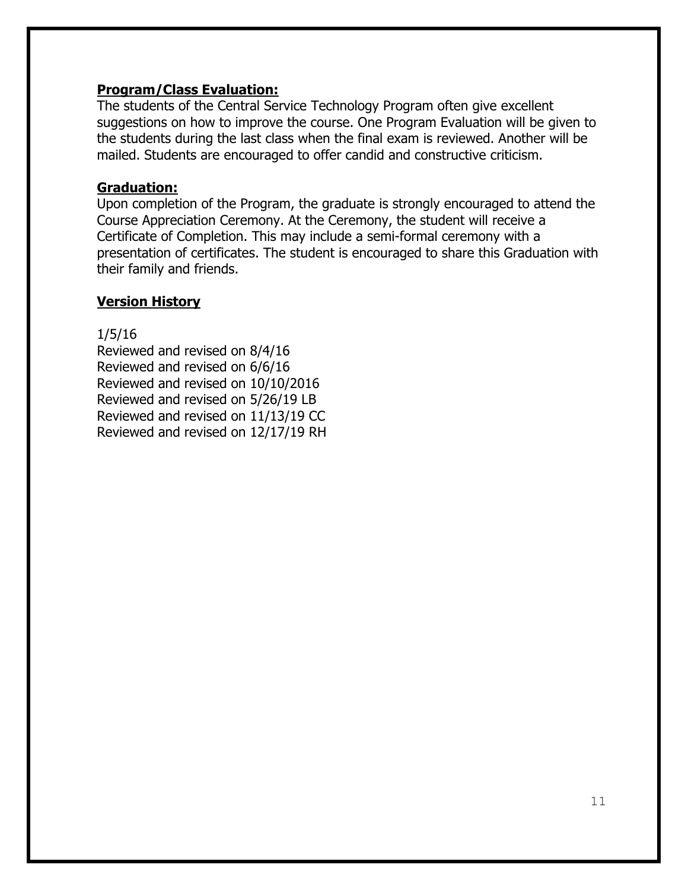## Program/Class Evaluation:

The students of the Central Service Technology Program often give excellent suggestions on how to improve the course. One Program Evaluation will be given to the students during the last class when the final exam is reviewed. Another will be mailed. Students are encouraged to offer candid and constructive criticism.

## Graduation:

Upon completion of the Program, the graduate is strongly encouraged to attend the Course Appreciation Ceremony. At the Ceremony, the student will receive a Certificate of Completion. This may include a semi-formal ceremony with a presentation of certificates. The student is encouraged to share this Graduation with their family and friends.

## Version History

1/5/16
Reviewed and revised on 8/4/16
Reviewed and revised on 6/6/16
Reviewed and revised on 10/10/2016
Reviewed and revised on 5/26/19 LB
Reviewed and revised on 11/13/19 CC
Reviewed and revised on 12/17/19 RH